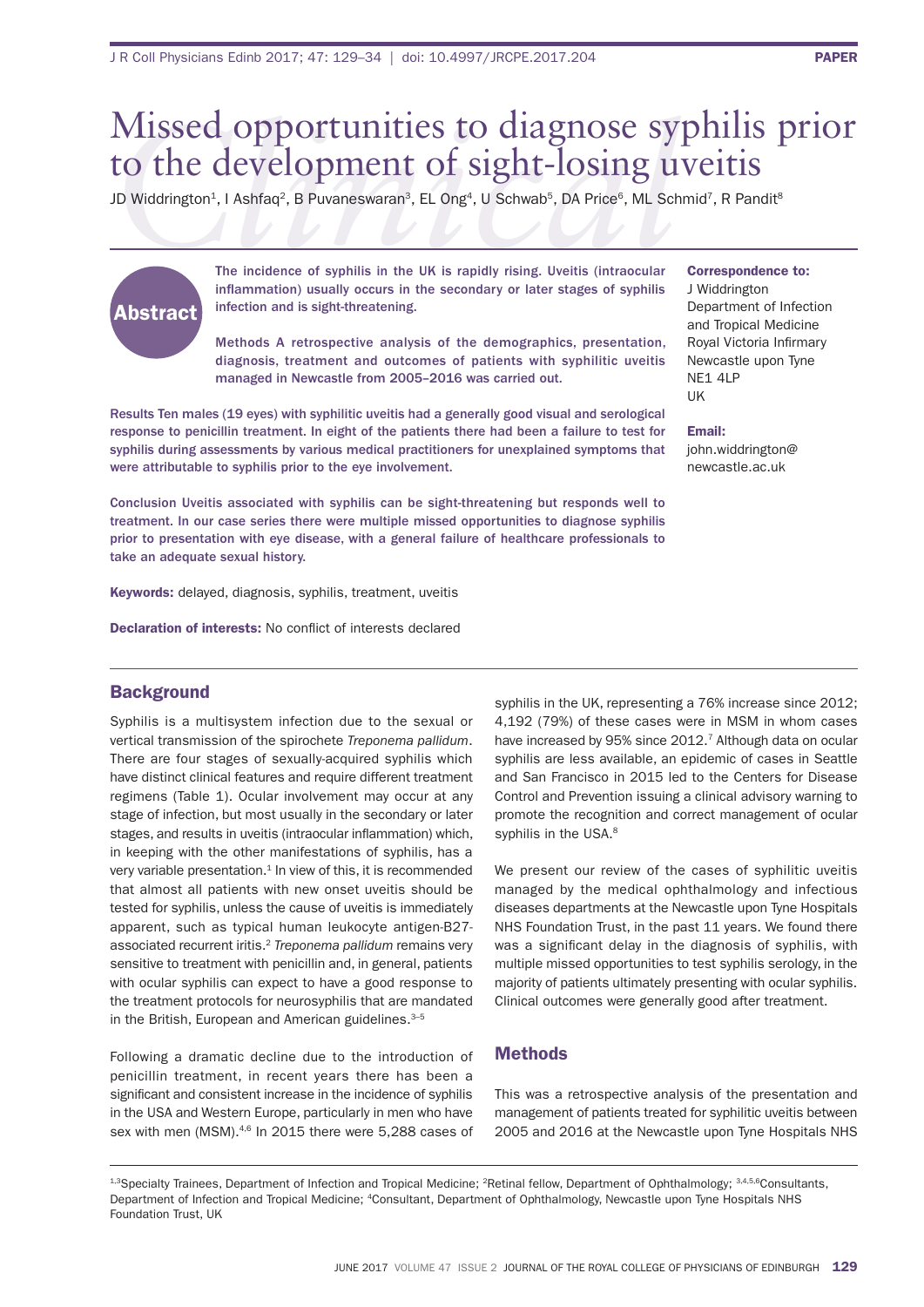# Missed opportunities to diagnose syphilis prior to the development of sight-losing uveitis

JD Widdrington[1], I Ashfaq[2], B Puvaneswaran[3], EL Ong[4], U Schwab[5], DA Price[6], ML Schmid[7], R Pandit[8]

## Abstract

The incidence of syphilis in the UK is rapidly rising. Uveitis (intraocular inflammation) usually occurs in the secondary or later stages of syphilis infection and is sight-threatening.

Methods A retrospective analysis of the demographics, presentation, diagnosis, treatment and outcomes of patients with syphilitic uveitis managed in Newcastle from 2005–2016 was carried out.

Results Ten males (19 eyes) with syphilitic uveitis had a generally good visual and serological response to penicillin treatment. In eight of the patients there had been a failure to test for syphilis during assessments by various medical practitioners for unexplained symptoms that were attributable to syphilis prior to the eye involvement.

Conclusion Uveitis associated with syphilis can be sight-threatening but responds well to treatment. In our case series there were multiple missed opportunities to diagnose syphilis prior to presentation with eye disease, with a general failure of healthcare professionals to take an adequate sexual history.

**Keywords:** delayed, diagnosis, syphilis, treatment, uveitis

**Declaration of interests:** No conflict of interests declared

**Correspondence to:**
J Widdrington
Department of Infection and Tropical Medicine
Royal Victoria Infirmary
Newcastle upon Tyne
NE1 4LP
UK

**Email:**
john.widdrington@newcastle.ac.uk

## Background

Syphilis is a multisystem infection due to the sexual or vertical transmission of the spirochete *Treponema pallidum*. There are four stages of sexually-acquired syphilis which have distinct clinical features and require different treatment regimens (Table 1). Ocular involvement may occur at any stage of infection, but most usually in the secondary or later stages, and results in uveitis (intraocular inflammation) which, in keeping with the other manifestations of syphilis, has a very variable presentation.[1] In view of this, it is recommended that almost all patients with new onset uveitis should be tested for syphilis, unless the cause of uveitis is immediately apparent, such as typical human leukocyte antigen-B27-associated recurrent iritis.[2] *Treponema pallidum* remains very sensitive to treatment with penicillin and, in general, patients with ocular syphilis can expect to have a good response to the treatment protocols for neurosyphilis that are mandated in the British, European and American guidelines.[3–5]

Following a dramatic decline due to the introduction of penicillin treatment, in recent years there has been a significant and consistent increase in the incidence of syphilis in the USA and Western Europe, particularly in men who have sex with men (MSM).[4,6] In 2015 there were 5,288 cases of syphilis in the UK, representing a 76% increase since 2012; 4,192 (79%) of these cases were in MSM in whom cases have increased by 95% since 2012.[7] Although data on ocular syphilis are less available, an epidemic of cases in Seattle and San Francisco in 2015 led to the Centers for Disease Control and Prevention issuing a clinical advisory warning to promote the recognition and correct management of ocular syphilis in the USA.[8]

We present our review of the cases of syphilitic uveitis managed by the medical ophthalmology and infectious diseases departments at the Newcastle upon Tyne Hospitals NHS Foundation Trust, in the past 11 years. We found there was a significant delay in the diagnosis of syphilis, with multiple missed opportunities to test syphilis serology, in the majority of patients ultimately presenting with ocular syphilis. Clinical outcomes were generally good after treatment.

## Methods

This was a retrospective analysis of the presentation and management of patients treated for syphilitic uveitis between 2005 and 2016 at the Newcastle upon Tyne Hospitals NHS

[1,3]Specialty Trainees, Department of Infection and Tropical Medicine; [2]Retinal fellow, Department of Ophthalmology; [3,4,5,6]Consultants, Department of Infection and Tropical Medicine; [4]Consultant, Department of Ophthalmology, Newcastle upon Tyne Hospitals NHS Foundation Trust, UK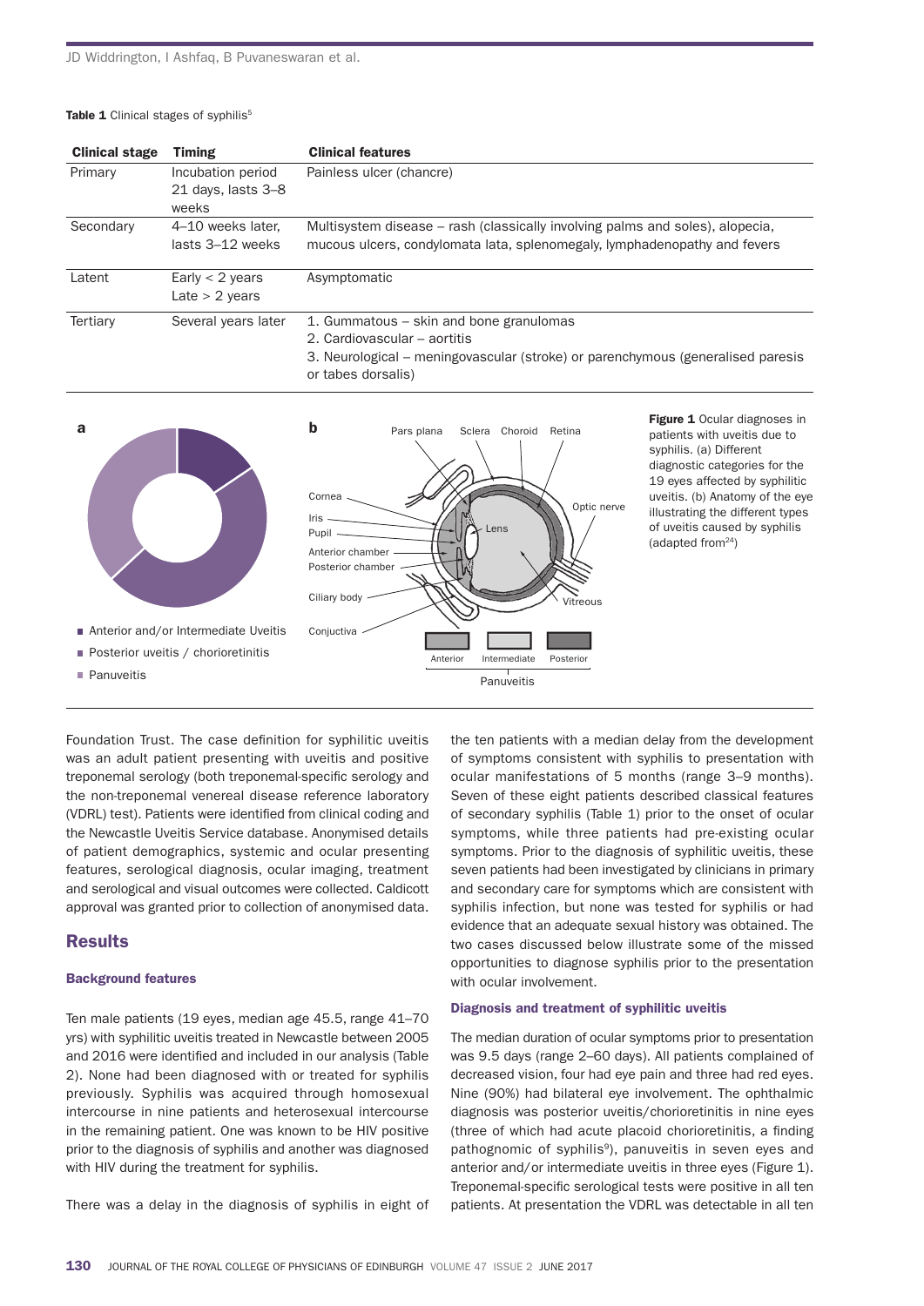**Table 1** Clinical stages of syphilis[5]

| Clinical stage | Timing | Clinical features |
|---|---|---|
| Primary | Incubation period 21 days, lasts 3–8 weeks | Painless ulcer (chancre) |
| Secondary | 4–10 weeks later, lasts 3–12 weeks | Multisystem disease – rash (classically involving palms and soles), alopecia, mucous ulcers, condylomata lata, splenomegaly, lymphadenopathy and fevers |
| Latent | Early < 2 years<br>Late > 2 years | Asymptomatic |
| Tertiary | Several years later | 1. Gummatous – skin and bone granulomas<br>2. Cardiovascular – aortitis<br>3. Neurological – meningovascular (stroke) or parenchymous (generalised paresis or tabes dorsalis) |

**Figure 1** Ocular diagnoses in patients with uveitis due to syphilis. (a) Different diagnostic categories for the 19 eyes affected by syphilitic uveitis. (b) Anatomy of the eye illustrating the different types of uveitis caused by syphilis (adapted from[24])

Foundation Trust. The case definition for syphilitic uveitis was an adult patient presenting with uveitis and positive treponemal serology (both treponemal-specific serology and the non-treponemal venereal disease reference laboratory (VDRL) test). Patients were identified from clinical coding and the Newcastle Uveitis Service database. Anonymised details of patient demographics, systemic and ocular presenting features, serological diagnosis, ocular imaging, treatment and serological and visual outcomes were collected. Caldicott approval was granted prior to collection of anonymised data.

## Results

### Background features

Ten male patients (19 eyes, median age 45.5, range 41–70 yrs) with syphilitic uveitis treated in Newcastle between 2005 and 2016 were identified and included in our analysis (Table 2). None had been diagnosed with or treated for syphilis previously. Syphilis was acquired through homosexual intercourse in nine patients and heterosexual intercourse in the remaining patient. One was known to be HIV positive prior to the diagnosis of syphilis and another was diagnosed with HIV during the treatment for syphilis.

There was a delay in the diagnosis of syphilis in eight of the ten patients with a median delay from the development of symptoms consistent with syphilis to presentation with ocular manifestations of 5 months (range 3–9 months). Seven of these eight patients described classical features of secondary syphilis (Table 1) prior to the onset of ocular symptoms, while three patients had pre-existing ocular symptoms. Prior to the diagnosis of syphilitic uveitis, these seven patients had been investigated by clinicians in primary and secondary care for symptoms which are consistent with syphilis infection, but none was tested for syphilis or had evidence that an adequate sexual history was obtained. The two cases discussed below illustrate some of the missed opportunities to diagnose syphilis prior to the presentation with ocular involvement.

### Diagnosis and treatment of syphilitic uveitis

The median duration of ocular symptoms prior to presentation was 9.5 days (range 2–60 days). All patients complained of decreased vision, four had eye pain and three had red eyes. Nine (90%) had bilateral eye involvement. The ophthalmic diagnosis was posterior uveitis/chorioretinitis in nine eyes (three of which had acute placoid chorioretinitis, a finding pathognomonic of syphilis[9]), panuveitis in seven eyes and anterior and/or intermediate uveitis in three eyes (Figure 1). Treponemal-specific serological tests were positive in all ten patients. At presentation the VDRL was detectable in all ten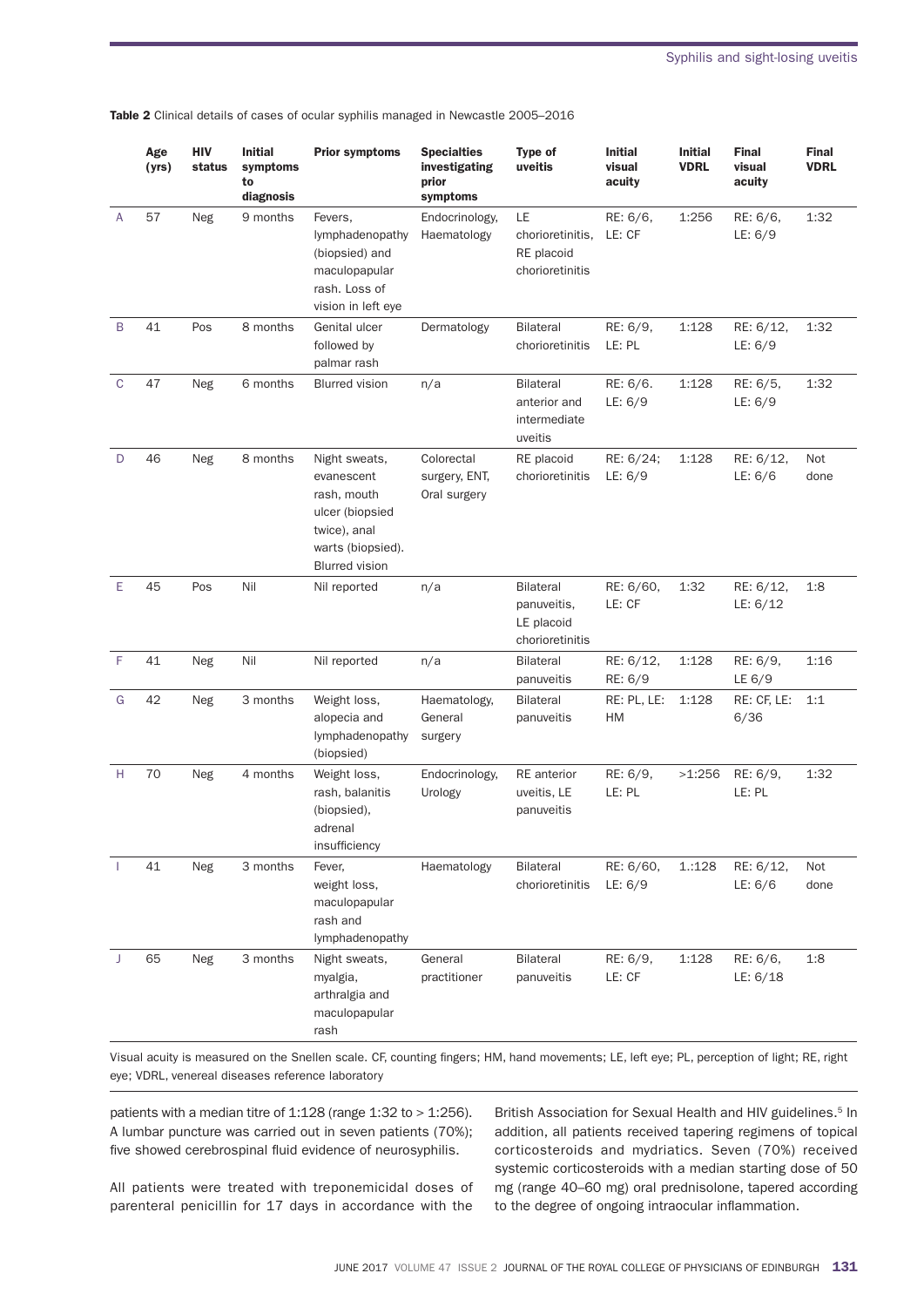**Table 2** Clinical details of cases of ocular syphilis managed in Newcastle 2005–2016

| | Age (yrs) | HIV status | Initial symptoms to diagnosis | Prior symptoms | Specialties investigating prior symptoms | Type of uveitis | Initial visual acuity | Initial VDRL | Final visual acuity | Final VDRL |
|---|---|---|---|---|---|---|---|---|---|---|
| A | 57 | Neg | 9 months | Fevers, lymphadenopathy (biopsied) and maculopapular rash. Loss of vision in left eye | Endocrinology, Haematology | LE chorioretinitis, RE placoid chorioretinitis | RE: 6/6, LE: CF | 1:256 | RE: 6/6, LE: 6/9 | 1:32 |
| B | 41 | Pos | 8 months | Genital ulcer followed by palmar rash | Dermatology | Bilateral chorioretinitis | RE: 6/9, LE: PL | 1:128 | RE: 6/12, LE: 6/9 | 1:32 |
| C | 47 | Neg | 6 months | Blurred vision | n/a | Bilateral anterior and intermediate uveitis | RE: 6/6. LE: 6/9 | 1:128 | RE: 6/5, LE: 6/9 | 1:32 |
| D | 46 | Neg | 8 months | Night sweats, evanescent rash, mouth ulcer (biopsied twice), anal warts (biopsied). Blurred vision | Colorectal surgery, ENT, Oral surgery | RE placoid chorioretinitis | RE: 6/24; LE: 6/9 | 1:128 | RE: 6/12, LE: 6/6 | Not done |
| E | 45 | Pos | Nil | Nil reported | n/a | Bilateral panuveitis, LE placoid chorioretinitis | RE: 6/60, LE: CF | 1:32 | RE: 6/12, LE: 6/12 | 1:8 |
| F | 41 | Neg | Nil | Nil reported | n/a | Bilateral panuveitis | RE: 6/12, RE: 6/9 | 1:128 | RE: 6/9, LE 6/9 | 1:16 |
| G | 42 | Neg | 3 months | Weight loss, alopecia and lymphadenopathy (biopsied) | Haematology, General surgery | Bilateral panuveitis | RE: PL, LE: HM | 1:128 | RE: CF, LE: 6/36 | 1:1 |
| H | 70 | Neg | 4 months | Weight loss, rash, balanitis (biopsied), adrenal insufficiency | Endocrinology, Urology | RE anterior uveitis, LE panuveitis | RE: 6/9, LE: PL | >1:256 | RE: 6/9, LE: PL | 1:32 |
| I | 41 | Neg | 3 months | Fever, weight loss, maculopapular rash and lymphadenopathy | Haematology | Bilateral chorioretinitis | RE: 6/60, LE: 6/9 | 1.:128 | RE: 6/12, LE: 6/6 | Not done |
| J | 65 | Neg | 3 months | Night sweats, myalgia, arthralgia and maculopapular rash | General practitioner | Bilateral panuveitis | RE: 6/9, LE: CF | 1:128 | RE: 6/6, LE: 6/18 | 1:8 |

Visual acuity is measured on the Snellen scale. CF, counting fingers; HM, hand movements; LE, left eye; PL, perception of light; RE, right eye; VDRL, venereal diseases reference laboratory

patients with a median titre of 1:128 (range 1:32 to > 1:256). A lumbar puncture was carried out in seven patients (70%); five showed cerebrospinal fluid evidence of neurosyphilis.

All patients were treated with treponemicidal doses of parenteral penicillin for 17 days in accordance with the British Association for Sexual Health and HIV guidelines.[5] In addition, all patients received tapering regimens of topical corticosteroids and mydriatics. Seven (70%) received systemic corticosteroids with a median starting dose of 50 mg (range 40–60 mg) oral prednisolone, tapered according to the degree of ongoing intraocular inflammation.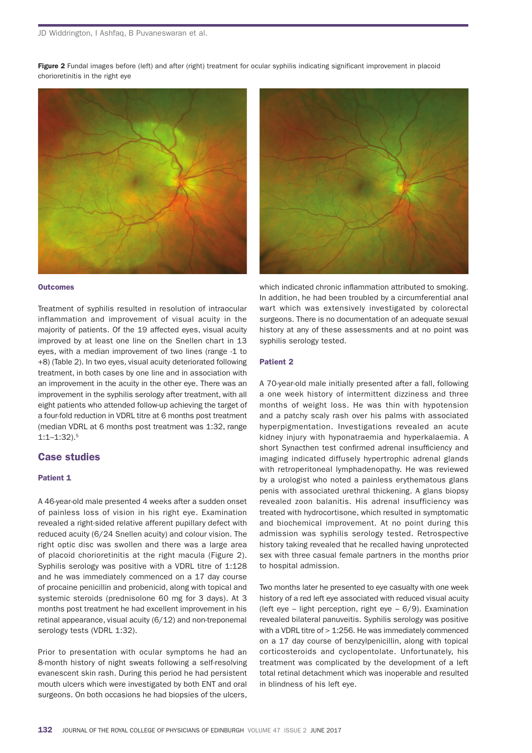**Figure 2** Fundal images before (left) and after (right) treatment for ocular syphilis indicating significant improvement in placoid chorioretinitis in the right eye

### Outcomes

Treatment of syphilis resulted in resolution of intraocular inflammation and improvement of visual acuity in the majority of patients. Of the 19 affected eyes, visual acuity improved by at least one line on the Snellen chart in 13 eyes, with a median improvement of two lines (range -1 to +8) (Table 2). In two eyes, visual acuity deteriorated following treatment, in both cases by one line and in association with an improvement in the acuity in the other eye. There was an improvement in the syphilis serology after treatment, with all eight patients who attended follow-up achieving the target of a four-fold reduction in VDRL titre at 6 months post treatment (median VDRL at 6 months post treatment was 1:32, range 1:1–1:32).[5]

## Case studies

### Patient 1

A 46-year-old male presented 4 weeks after a sudden onset of painless loss of vision in his right eye. Examination revealed a right-sided relative afferent pupillary defect with reduced acuity (6/24 Snellen acuity) and colour vision. The right optic disc was swollen and there was a large area of placoid chorioretinitis at the right macula (Figure 2). Syphilis serology was positive with a VDRL titre of 1:128 and he was immediately commenced on a 17 day course of procaine penicillin and probenicid, along with topical and systemic steroids (prednisolone 60 mg for 3 days). At 3 months post treatment he had excellent improvement in his retinal appearance, visual acuity (6/12) and non-treponemal serology tests (VDRL 1:32).

Prior to presentation with ocular symptoms he had an 8-month history of night sweats following a self-resolving evanescent skin rash. During this period he had persistent mouth ulcers which were investigated by both ENT and oral surgeons. On both occasions he had biopsies of the ulcers, which indicated chronic inflammation attributed to smoking. In addition, he had been troubled by a circumferential anal wart which was extensively investigated by colorectal surgeons. There is no documentation of an adequate sexual history at any of these assessments and at no point was syphilis serology tested.

### Patient 2

A 70-year-old male initially presented after a fall, following a one week history of intermittent dizziness and three months of weight loss. He was thin with hypotension and a patchy scaly rash over his palms with associated hyperpigmentation. Investigations revealed an acute kidney injury with hyponatraemia and hyperkalaemia. A short Synacthen test confirmed adrenal insufficiency and imaging indicated diffusely hypertrophic adrenal glands with retroperitoneal lymphadenopathy. He was reviewed by a urologist who noted a painless erythematous glans penis with associated urethral thickening. A glans biopsy revealed zoon balanitis. His adrenal insufficiency was treated with hydrocortisone, which resulted in symptomatic and biochemical improvement. At no point during this admission was syphilis serology tested. Retrospective history taking revealed that he recalled having unprotected sex with three casual female partners in the months prior to hospital admission.

Two months later he presented to eye casualty with one week history of a red left eye associated with reduced visual acuity (left eye – light perception, right eye – 6/9). Examination revealed bilateral panuveitis. Syphilis serology was positive with a VDRL titre of > 1:256. He was immediately commenced on a 17 day course of benzylpenicillin, along with topical corticosteroids and cyclopentolate. Unfortunately, his treatment was complicated by the development of a left total retinal detachment which was inoperable and resulted in blindness of his left eye.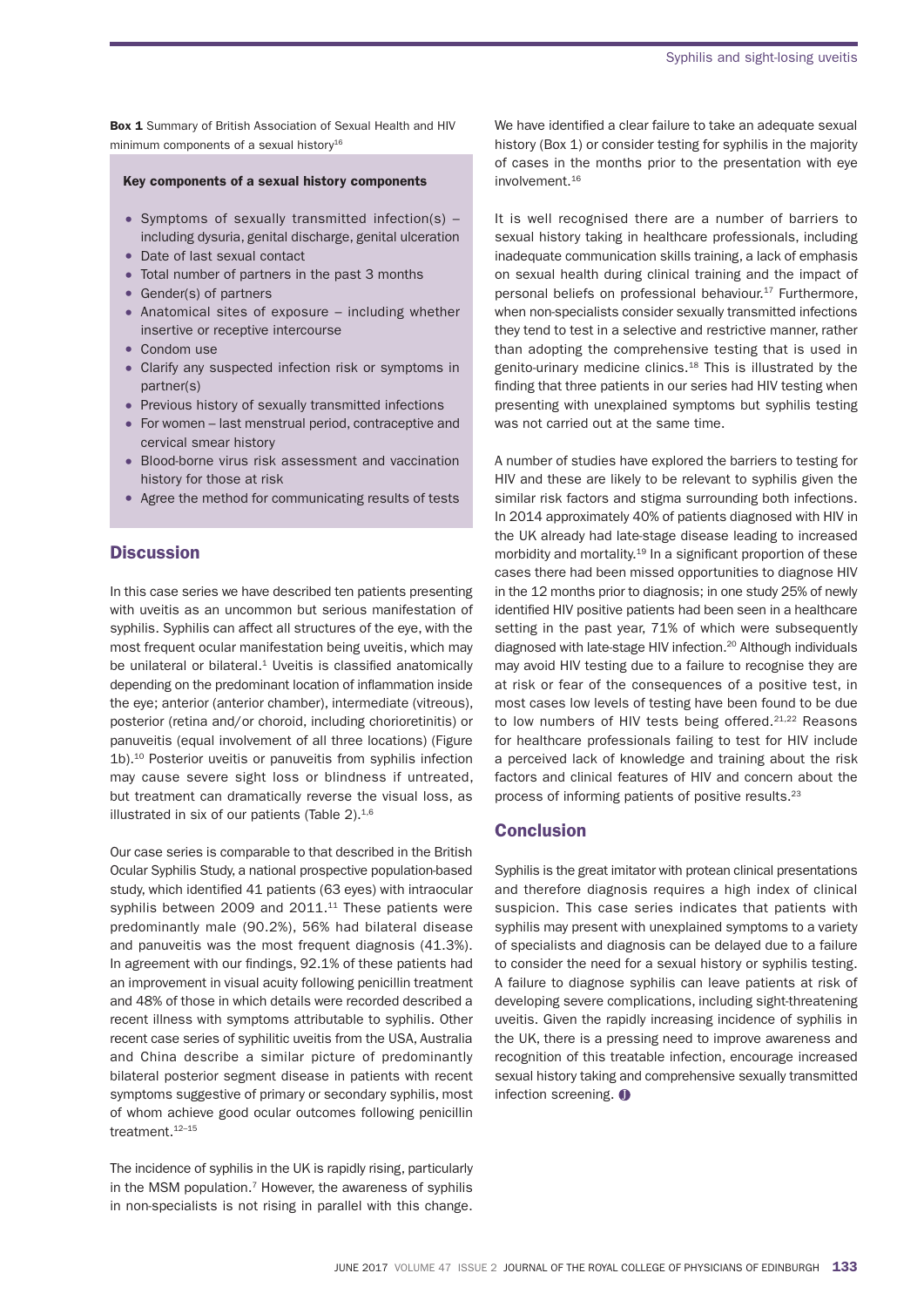**Box 1** Summary of British Association of Sexual Health and HIV minimum components of a sexual history[16]

**Key components of a sexual history components**

- Symptoms of sexually transmitted infection(s) – including dysuria, genital discharge, genital ulceration
- Date of last sexual contact
- Total number of partners in the past 3 months
- Gender(s) of partners
- Anatomical sites of exposure – including whether insertive or receptive intercourse
- Condom use
- Clarify any suspected infection risk or symptoms in partner(s)
- Previous history of sexually transmitted infections
- For women – last menstrual period, contraceptive and cervical smear history
- Blood-borne virus risk assessment and vaccination history for those at risk
- Agree the method for communicating results of tests

## Discussion

In this case series we have described ten patients presenting with uveitis as an uncommon but serious manifestation of syphilis. Syphilis can affect all structures of the eye, with the most frequent ocular manifestation being uveitis, which may be unilateral or bilateral.[1] Uveitis is classified anatomically depending on the predominant location of inflammation inside the eye; anterior (anterior chamber), intermediate (vitreous), posterior (retina and/or choroid, including chorioretinitis) or panuveitis (equal involvement of all three locations) (Figure 1b).[10] Posterior uveitis or panuveitis from syphilis infection may cause severe sight loss or blindness if untreated, but treatment can dramatically reverse the visual loss, as illustrated in six of our patients (Table 2).[1,6]

Our case series is comparable to that described in the British Ocular Syphilis Study, a national prospective population-based study, which identified 41 patients (63 eyes) with intraocular syphilis between 2009 and 2011.[11] These patients were predominantly male (90.2%), 56% had bilateral disease and panuveitis was the most frequent diagnosis (41.3%). In agreement with our findings, 92.1% of these patients had an improvement in visual acuity following penicillin treatment and 48% of those in which details were recorded described a recent illness with symptoms attributable to syphilis. Other recent case series of syphilitic uveitis from the USA, Australia and China describe a similar picture of predominantly bilateral posterior segment disease in patients with recent symptoms suggestive of primary or secondary syphilis, most of whom achieve good ocular outcomes following penicillin treatment.[12–15]

The incidence of syphilis in the UK is rapidly rising, particularly in the MSM population.[7] However, the awareness of syphilis in non-specialists is not rising in parallel with this change. We have identified a clear failure to take an adequate sexual history (Box 1) or consider testing for syphilis in the majority of cases in the months prior to the presentation with eye involvement.[16]

It is well recognised there are a number of barriers to sexual history taking in healthcare professionals, including inadequate communication skills training, a lack of emphasis on sexual health during clinical training and the impact of personal beliefs on professional behaviour.[17] Furthermore, when non-specialists consider sexually transmitted infections they tend to test in a selective and restrictive manner, rather than adopting the comprehensive testing that is used in genito-urinary medicine clinics.[18] This is illustrated by the finding that three patients in our series had HIV testing when presenting with unexplained symptoms but syphilis testing was not carried out at the same time.

A number of studies have explored the barriers to testing for HIV and these are likely to be relevant to syphilis given the similar risk factors and stigma surrounding both infections. In 2014 approximately 40% of patients diagnosed with HIV in the UK already had late-stage disease leading to increased morbidity and mortality.[19] In a significant proportion of these cases there had been missed opportunities to diagnose HIV in the 12 months prior to diagnosis; in one study 25% of newly identified HIV positive patients had been seen in a healthcare setting in the past year, 71% of which were subsequently diagnosed with late-stage HIV infection.[20] Although individuals may avoid HIV testing due to a failure to recognise they are at risk or fear of the consequences of a positive test, in most cases low levels of testing have been found to be due to low numbers of HIV tests being offered.[21,22] Reasons for healthcare professionals failing to test for HIV include a perceived lack of knowledge and training about the risk factors and clinical features of HIV and concern about the process of informing patients of positive results.[23]

## Conclusion

Syphilis is the great imitator with protean clinical presentations and therefore diagnosis requires a high index of clinical suspicion. This case series indicates that patients with syphilis may present with unexplained symptoms to a variety of specialists and diagnosis can be delayed due to a failure to consider the need for a sexual history or syphilis testing. A failure to diagnose syphilis can leave patients at risk of developing severe complications, including sight-threatening uveitis. Given the rapidly increasing incidence of syphilis in the UK, there is a pressing need to improve awareness and recognition of this treatable infection, encourage increased sexual history taking and comprehensive sexually transmitted infection screening.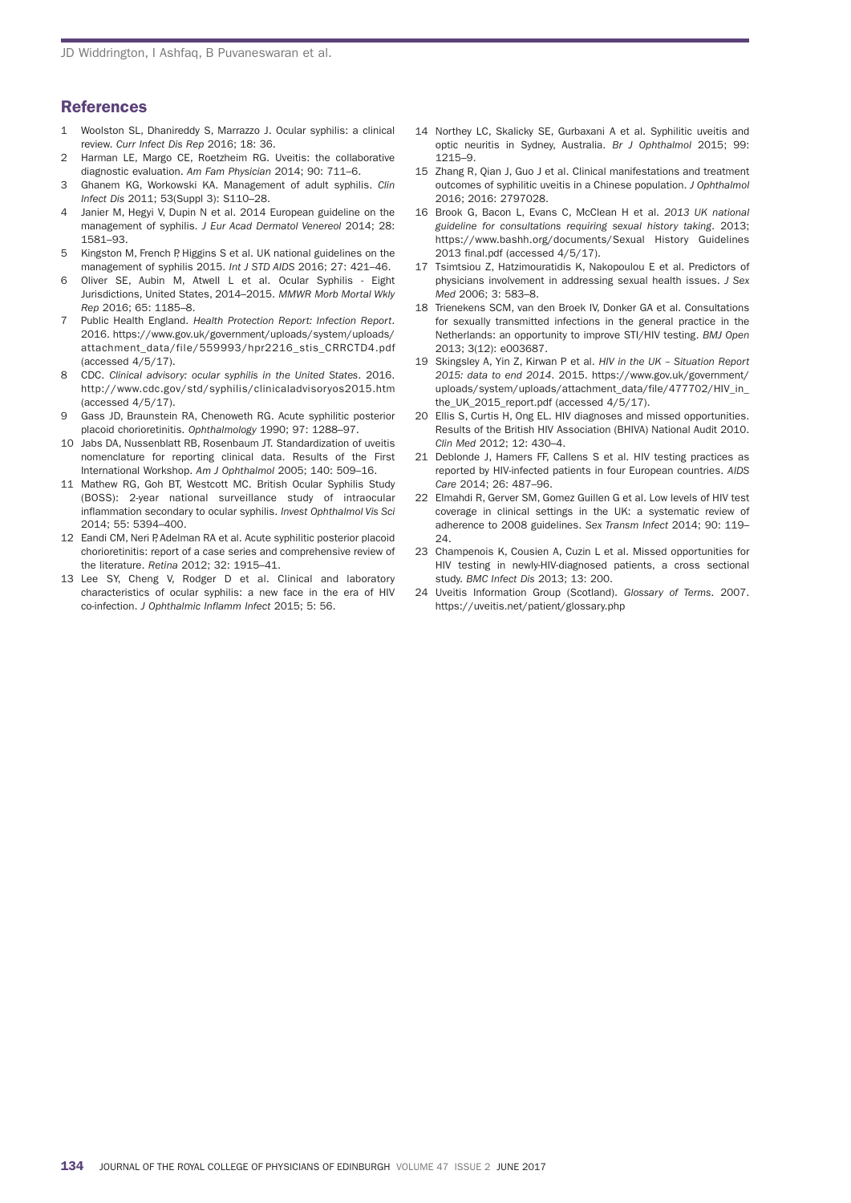## References

1. Woolston SL, Dhanireddy S, Marrazzo J. Ocular syphilis: a clinical review. *Curr Infect Dis Rep* 2016; 18: 36.
2. Harman LE, Margo CE, Roetzheim RG. Uveitis: the collaborative diagnostic evaluation. *Am Fam Physician* 2014; 90: 711–6.
3. Ghanem KG, Workowski KA. Management of adult syphilis. *Clin Infect Dis* 2011; 53(Suppl 3): S110–28.
4. Janier M, Hegyi V, Dupin N et al. 2014 European guideline on the management of syphilis. *J Eur Acad Dermatol Venereol* 2014; 28: 1581–93.
5. Kingston M, French P, Higgins S et al. UK national guidelines on the management of syphilis 2015. *Int J STD AIDS* 2016; 27: 421–46.
6. Oliver SE, Aubin M, Atwell L et al. Ocular Syphilis - Eight Jurisdictions, United States, 2014–2015. *MMWR Morb Mortal Wkly Rep* 2016; 65: 1185–8.
7. Public Health England. *Health Protection Report: Infection Report*. 2016. https://www.gov.uk/government/uploads/system/uploads/attachment_data/file/559993/hpr2216_stis_CRRCTD4.pdf (accessed 4/5/17).
8. CDC. *Clinical advisory: ocular syphilis in the United States*. 2016. http://www.cdc.gov/std/syphilis/clinicaladvisoryos2015.htm (accessed 4/5/17).
9. Gass JD, Braunstein RA, Chenoweth RG. Acute syphilitic posterior placoid chorioretinitis. *Ophthalmology* 1990; 97: 1288–97.
10. Jabs DA, Nussenblatt RB, Rosenbaum JT. Standardization of uveitis nomenclature for reporting clinical data. Results of the First International Workshop. *Am J Ophthalmol* 2005; 140: 509–16.
11. Mathew RG, Goh BT, Westcott MC. British Ocular Syphilis Study (BOSS): 2-year national surveillance study of intraocular inflammation secondary to ocular syphilis. *Invest Ophthalmol Vis Sci* 2014; 55: 5394–400.
12. Eandi CM, Neri P, Adelman RA et al. Acute syphilitic posterior placoid chorioretinitis: report of a case series and comprehensive review of the literature. *Retina* 2012; 32: 1915–41.
13. Lee SY, Cheng V, Rodger D et al. Clinical and laboratory characteristics of ocular syphilis: a new face in the era of HIV co-infection. *J Ophthalmic Inflamm Infect* 2015; 5: 56.
14. Northey LC, Skalicky SE, Gurbaxani A et al. Syphilitic uveitis and optic neuritis in Sydney, Australia. *Br J Ophthalmol* 2015; 99: 1215–9.
15. Zhang R, Qian J, Guo J et al. Clinical manifestations and treatment outcomes of syphilitic uveitis in a Chinese population. *J Ophthalmol* 2016; 2016: 2797028.
16. Brook G, Bacon L, Evans C, McClean H et al. *2013 UK national guideline for consultations requiring sexual history taking*. 2013; https://www.bashh.org/documents/Sexual History Guidelines 2013 final.pdf (accessed 4/5/17).
17. Tsimtsiou Z, Hatzimouratidis K, Nakopoulou E et al. Predictors of physicians involvement in addressing sexual health issues. *J Sex Med* 2006; 3: 583–8.
18. Trienekens SCM, van den Broek IV, Donker GA et al. Consultations for sexually transmitted infections in the general practice in the Netherlands: an opportunity to improve STI/HIV testing. *BMJ Open* 2013; 3(12): e003687.
19. Skingsley A, Yin Z, Kirwan P et al. *HIV in the UK – Situation Report 2015: data to end 2014*. 2015. https://www.gov.uk/government/uploads/system/uploads/attachment_data/file/477702/HIV_in_the_UK_2015_report.pdf (accessed 4/5/17).
20. Ellis S, Curtis H, Ong EL. HIV diagnoses and missed opportunities. Results of the British HIV Association (BHIVA) National Audit 2010. *Clin Med* 2012; 12: 430–4.
21. Deblonde J, Hamers FF, Callens S et al. HIV testing practices as reported by HIV-infected patients in four European countries. *AIDS Care* 2014; 26: 487–96.
22. Elmahdi R, Gerver SM, Gomez Guillen G et al. Low levels of HIV test coverage in clinical settings in the UK: a systematic review of adherence to 2008 guidelines. *Sex Transm Infect* 2014; 90: 119–24.
23. Champenois K, Cousien A, Cuzin L et al. Missed opportunities for HIV testing in newly-HIV-diagnosed patients, a cross sectional study. *BMC Infect Dis* 2013; 13: 200.
24. Uveitis Information Group (Scotland). *Glossary of Terms*. 2007. https://uveitis.net/patient/glossary.php